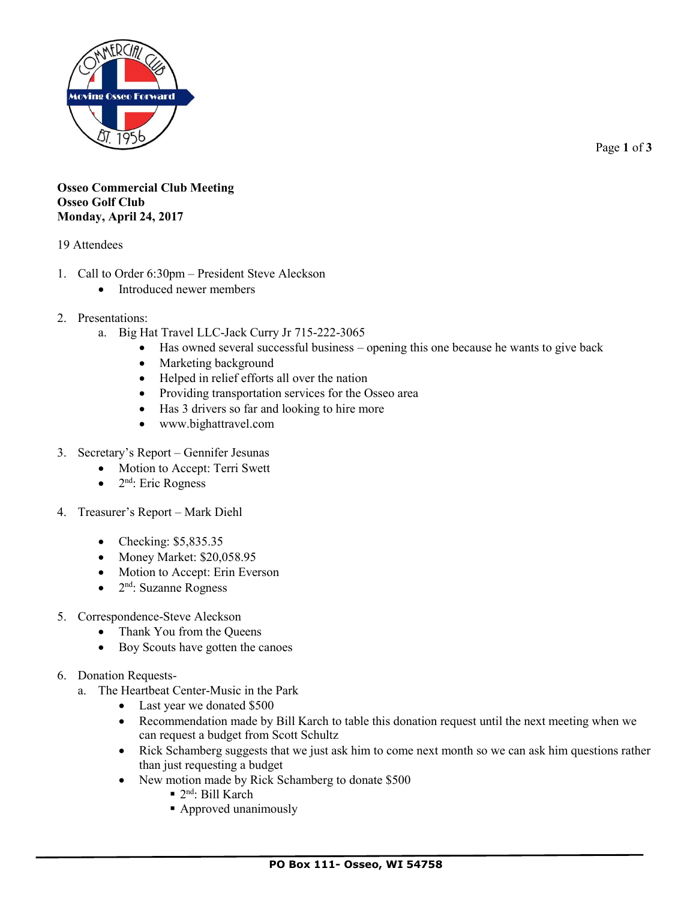**Osseo Commercial Club Meeting**
**Osseo Golf Club**
**Monday, April 24, 2017**

19 Attendees

1. Call to Order 6:30pm – President Steve Aleckson
   - Introduced newer members

2. Presentations:
   a. Big Hat Travel LLC-Jack Curry Jr 715-222-3065
      - Has owned several successful business – opening this one because he wants to give back
      - Marketing background
      - Helped in relief efforts all over the nation
      - Providing transportation services for the Osseo area
      - Has 3 drivers so far and looking to hire more
      - www.bighattravel.com

3. Secretary's Report – Gennifer Jesunas
   - Motion to Accept: Terri Swett
   - 2nd: Eric Rogness

4. Treasurer's Report – Mark Diehl
   - Checking: $5,835.35
   - Money Market: $20,058.95
   - Motion to Accept: Erin Everson
   - 2nd: Suzanne Rogness

5. Correspondence-Steve Aleckson
   - Thank You from the Queens
   - Boy Scouts have gotten the canoes

6. Donation Requests-
   a. The Heartbeat Center-Music in the Park
      - Last year we donated $500
      - Recommendation made by Bill Karch to table this donation request until the next meeting when we can request a budget from Scott Schultz
      - Rick Schamberg suggests that we just ask him to come next month so we can ask him questions rather than just requesting a budget
      - New motion made by Rick Schamberg to donate $500
        - 2nd: Bill Karch
        - Approved unanimously

PO Box 111- Osseo, WI 54758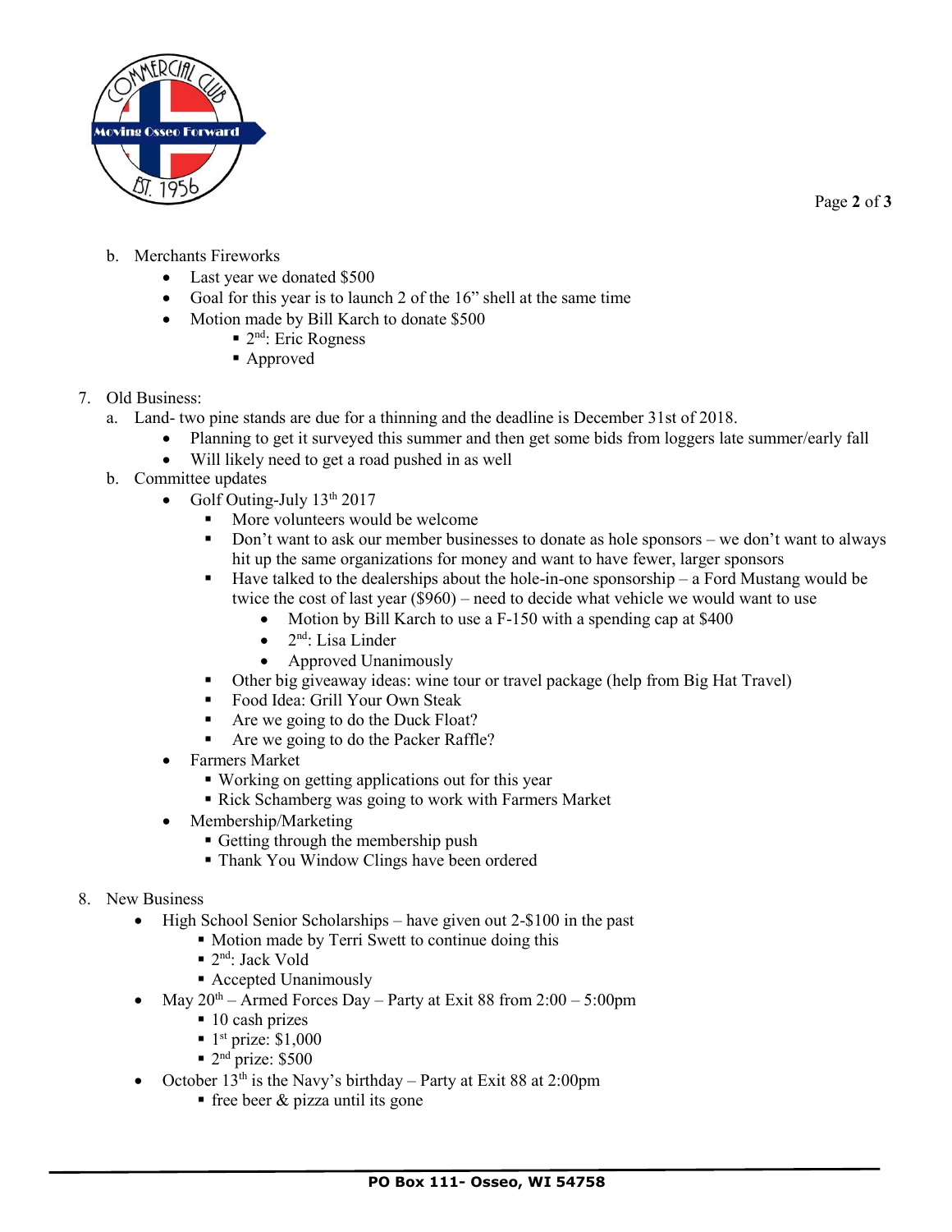b. Merchants Fireworks
  - Last year we donated $500
  - Goal for this year is to launch 2 of the 16" shell at the same time
  - Motion made by Bill Karch to donate $500
    - 2nd: Eric Rogness
    - Approved

7. Old Business:
   a. Land- two pine stands are due for a thinning and the deadline is December 31st of 2018.
      - Planning to get it surveyed this summer and then get some bids from loggers late summer/early fall
      - Will likely need to get a road pushed in as well
   b. Committee updates
      - Golf Outing-July 13th 2017
        - More volunteers would be welcome
        - Don't want to ask our member businesses to donate as hole sponsors – we don't want to always hit up the same organizations for money and want to have fewer, larger sponsors
        - Have talked to the dealerships about the hole-in-one sponsorship – a Ford Mustang would be twice the cost of last year ($960) – need to decide what vehicle we would want to use
          - Motion by Bill Karch to use a F-150 with a spending cap at $400
          - 2nd: Lisa Linder
          - Approved Unanimously
        - Other big giveaway ideas: wine tour or travel package (help from Big Hat Travel)
        - Food Idea: Grill Your Own Steak
        - Are we going to do the Duck Float?
        - Are we going to do the Packer Raffle?
      - Farmers Market
        - Working on getting applications out for this year
        - Rick Schamberg was going to work with Farmers Market
      - Membership/Marketing
        - Getting through the membership push
        - Thank You Window Clings have been ordered

8. New Business
   - High School Senior Scholarships – have given out 2-$100 in the past
     - Motion made by Terri Swett to continue doing this
     - 2nd: Jack Vold
     - Accepted Unanimously
   - May 20th – Armed Forces Day – Party at Exit 88 from 2:00 – 5:00pm
     - 10 cash prizes
     - 1st prize: $1,000
     - 2nd prize: $500
   - October 13th is the Navy's birthday – Party at Exit 88 at 2:00pm
     - free beer & pizza until its gone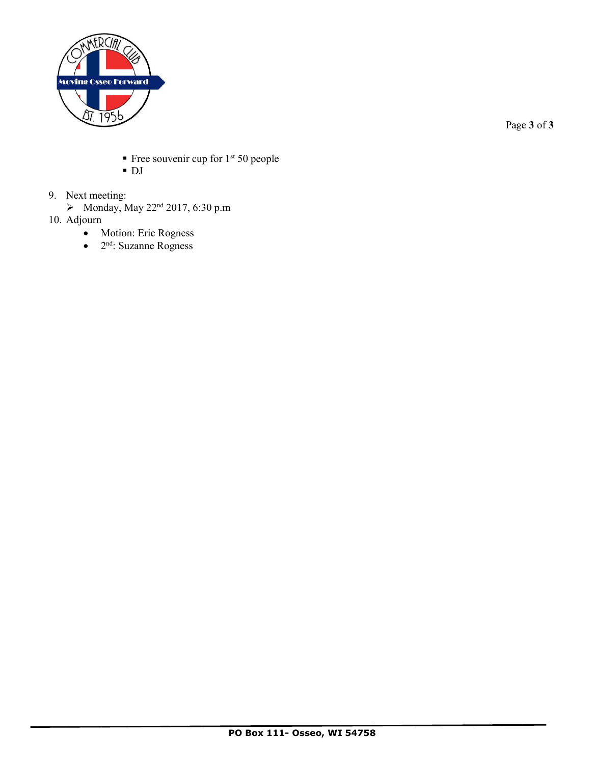- Free souvenir cup for 1st 50 people
- DJ

9. Next meeting:
   - Monday, May 22nd 2017, 6:30 p.m
10. Adjourn
    - Motion: Eric Rogness
    - 2nd: Suzanne Rogness

PO Box 111- Osseo, WI 54758